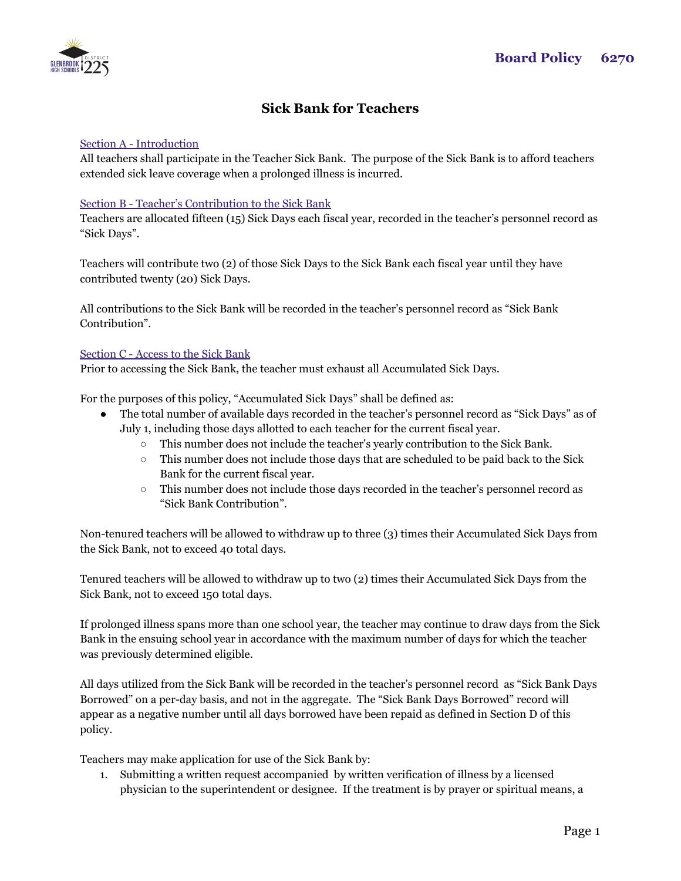# Sick Bank for Teachers

Board Policy 6270

## Section A - Introduction

All teachers shall participate in the Teacher Sick Bank. The purpose of the Sick Bank is to afford teachers extended sick leave coverage when a prolonged illness is incurred.

## Section B - Teacher's Contribution to the Sick Bank

Teachers are allocated fifteen (15) Sick Days each fiscal year, recorded in the teacher's personnel record as "Sick Days".

Teachers will contribute two (2) of those Sick Days to the Sick Bank each fiscal year until they have contributed twenty (20) Sick Days.

All contributions to the Sick Bank will be recorded in the teacher's personnel record as "Sick Bank Contribution".

## Section C - Access to the Sick Bank

Prior to accessing the Sick Bank, the teacher must exhaust all Accumulated Sick Days.

For the purposes of this policy, "Accumulated Sick Days" shall be defined as:

- The total number of available days recorded in the teacher's personnel record as "Sick Days" as of July 1, including those days allotted to each teacher for the current fiscal year.
    - This number does not include the teacher's yearly contribution to the Sick Bank.
    - This number does not include those days that are scheduled to be paid back to the Sick Bank for the current fiscal year.
    - This number does not include those days recorded in the teacher's personnel record as "Sick Bank Contribution".

Non-tenured teachers will be allowed to withdraw up to three (3) times their Accumulated Sick Days from the Sick Bank, not to exceed 40 total days.

Tenured teachers will be allowed to withdraw up to two (2) times their Accumulated Sick Days from the Sick Bank, not to exceed 150 total days.

If prolonged illness spans more than one school year, the teacher may continue to draw days from the Sick Bank in the ensuing school year in accordance with the maximum number of days for which the teacher was previously determined eligible.

All days utilized from the Sick Bank will be recorded in the teacher's personnel record as "Sick Bank Days Borrowed" on a per-day basis, and not in the aggregate. The "Sick Bank Days Borrowed" record will appear as a negative number until all days borrowed have been repaid as defined in Section D of this policy.

Teachers may make application for use of the Sick Bank by:

1. Submitting a written request accompanied by written verification of illness by a licensed physician to the superintendent or designee. If the treatment is by prayer or spiritual means, a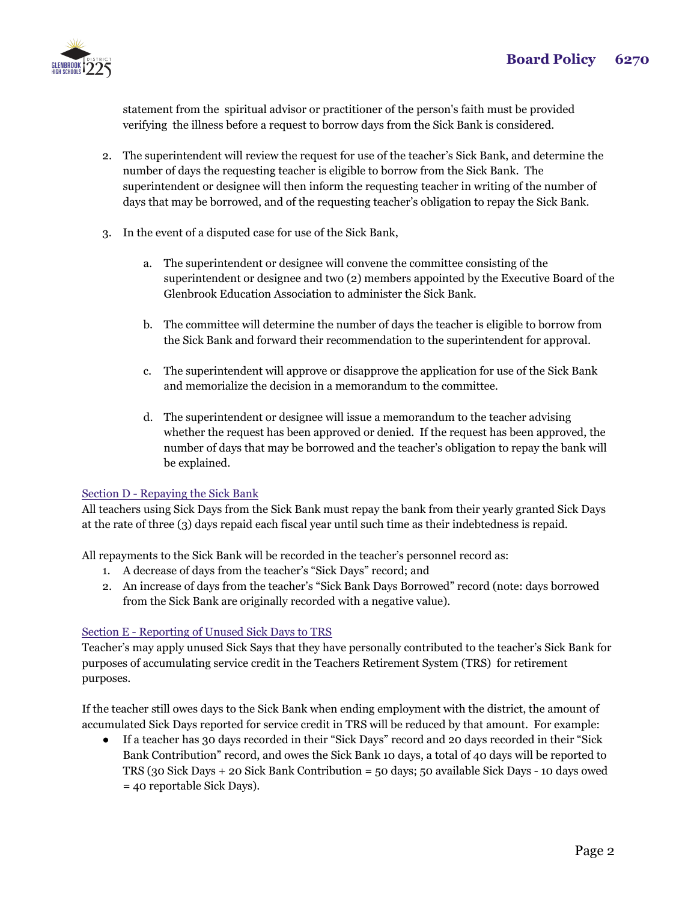statement from the spiritual advisor or practitioner of the person's faith must be provided verifying the illness before a request to borrow days from the Sick Bank is considered.

2. The superintendent will review the request for use of the teacher's Sick Bank, and determine the number of days the requesting teacher is eligible to borrow from the Sick Bank. The superintendent or designee will then inform the requesting teacher in writing of the number of days that may be borrowed, and of the requesting teacher's obligation to repay the Sick Bank.

3. In the event of a disputed case for use of the Sick Bank,

    a. The superintendent or designee will convene the committee consisting of the superintendent or designee and two (2) members appointed by the Executive Board of the Glenbrook Education Association to administer the Sick Bank.

    b. The committee will determine the number of days the teacher is eligible to borrow from the Sick Bank and forward their recommendation to the superintendent for approval.

    c. The superintendent will approve or disapprove the application for use of the Sick Bank and memorialize the decision in a memorandum to the committee.

    d. The superintendent or designee will issue a memorandum to the teacher advising whether the request has been approved or denied. If the request has been approved, the number of days that may be borrowed and the teacher's obligation to repay the bank will be explained.

## Section D - Repaying the Sick Bank

All teachers using Sick Days from the Sick Bank must repay the bank from their yearly granted Sick Days at the rate of three (3) days repaid each fiscal year until such time as their indebtedness is repaid.

All repayments to the Sick Bank will be recorded in the teacher's personnel record as:

1. A decrease of days from the teacher's "Sick Days" record; and
2. An increase of days from the teacher's "Sick Bank Days Borrowed" record (note: days borrowed from the Sick Bank are originally recorded with a negative value).

## Section E - Reporting of Unused Sick Days to TRS

Teacher's may apply unused Sick Says that they have personally contributed to the teacher's Sick Bank for purposes of accumulating service credit in the Teachers Retirement System (TRS) for retirement purposes.

If the teacher still owes days to the Sick Bank when ending employment with the district, the amount of accumulated Sick Days reported for service credit in TRS will be reduced by that amount. For example:

- If a teacher has 30 days recorded in their "Sick Days" record and 20 days recorded in their "Sick Bank Contribution" record, and owes the Sick Bank 10 days, a total of 40 days will be reported to TRS (30 Sick Days + 20 Sick Bank Contribution = 50 days; 50 available Sick Days - 10 days owed = 40 reportable Sick Days).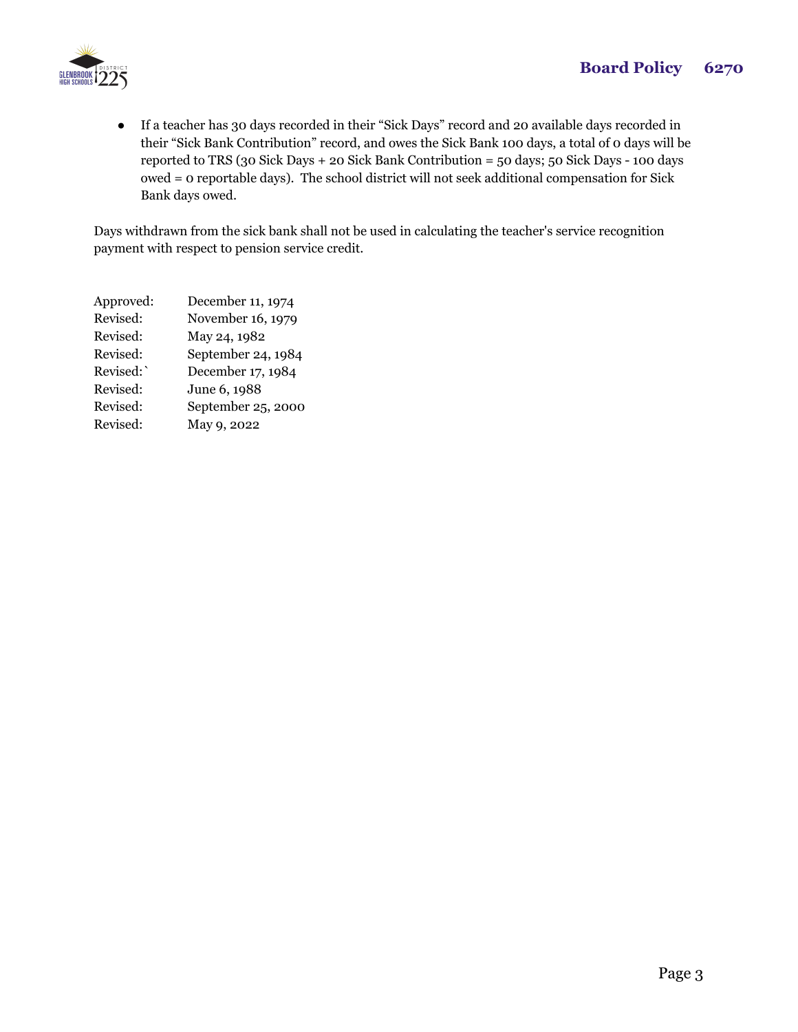- If a teacher has 30 days recorded in their "Sick Days" record and 20 available days recorded in their "Sick Bank Contribution" record, and owes the Sick Bank 100 days, a total of 0 days will be reported to TRS (30 Sick Days + 20 Sick Bank Contribution = 50 days; 50 Sick Days - 100 days owed = 0 reportable days). The school district will not seek additional compensation for Sick Bank days owed.

Days withdrawn from the sick bank shall not be used in calculating the teacher's service recognition payment with respect to pension service credit.

| | |
|---|---|
| Approved: | December 11, 1974 |
| Revised: | November 16, 1979 |
| Revised: | May 24, 1982 |
| Revised: | September 24, 1984 |
| Revised:` | December 17, 1984 |
| Revised: | June 6, 1988 |
| Revised: | September 25, 2000 |
| Revised: | May 9, 2022 |